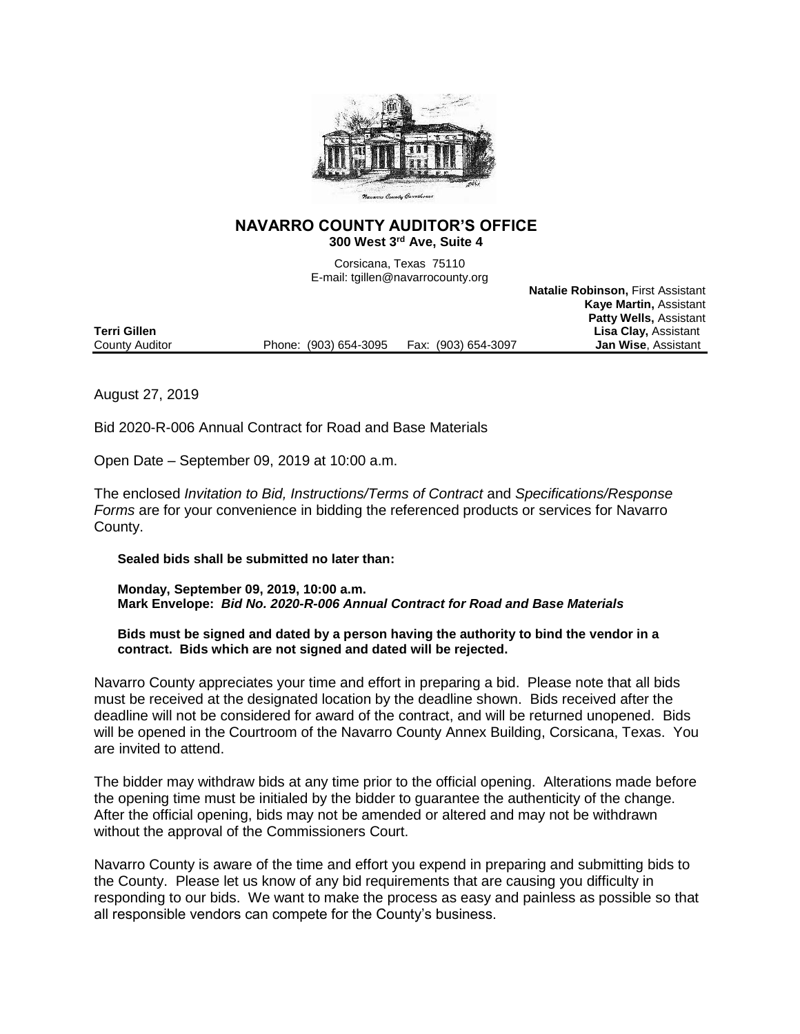# NAVARRO COUNTY AUDITOR'S OFFICE

**300 West 3rd Ave, Suite 4**

Corsicana, Texas 75110
E-mail: tgillen@navarrocounty.org

**Natalie Robinson,** First Assistant
**Kaye Martin,** Assistant
**Patty Wells,** Assistant
**Lisa Clay,** Assistant
**Jan Wise**, Assistant

**Terri Gillen**
County Auditor    Phone: (903) 654-3095    Fax: (903) 654-3097

---

August 27, 2019

Bid 2020-R-006 Annual Contract for Road and Base Materials

Open Date – September 09, 2019 at 10:00 a.m.

The enclosed *Invitation to Bid, Instructions/Terms of Contract* and *Specifications/Response Forms* are for your convenience in bidding the referenced products or services for Navarro County.

**Sealed bids shall be submitted no later than:**

**Monday, September 09, 2019, 10:00 a.m.**
**Mark Envelope: *Bid No. 2020-R-006 Annual Contract for Road and Base Materials***

**Bids must be signed and dated by a person having the authority to bind the vendor in a contract. Bids which are not signed and dated will be rejected.**

Navarro County appreciates your time and effort in preparing a bid. Please note that all bids must be received at the designated location by the deadline shown. Bids received after the deadline will not be considered for award of the contract, and will be returned unopened. Bids will be opened in the Courtroom of the Navarro County Annex Building, Corsicana, Texas. You are invited to attend.

The bidder may withdraw bids at any time prior to the official opening. Alterations made before the opening time must be initialed by the bidder to guarantee the authenticity of the change. After the official opening, bids may not be amended or altered and may not be withdrawn without the approval of the Commissioners Court.

Navarro County is aware of the time and effort you expend in preparing and submitting bids to the County. Please let us know of any bid requirements that are causing you difficulty in responding to our bids. We want to make the process as easy and painless as possible so that all responsible vendors can compete for the County's business.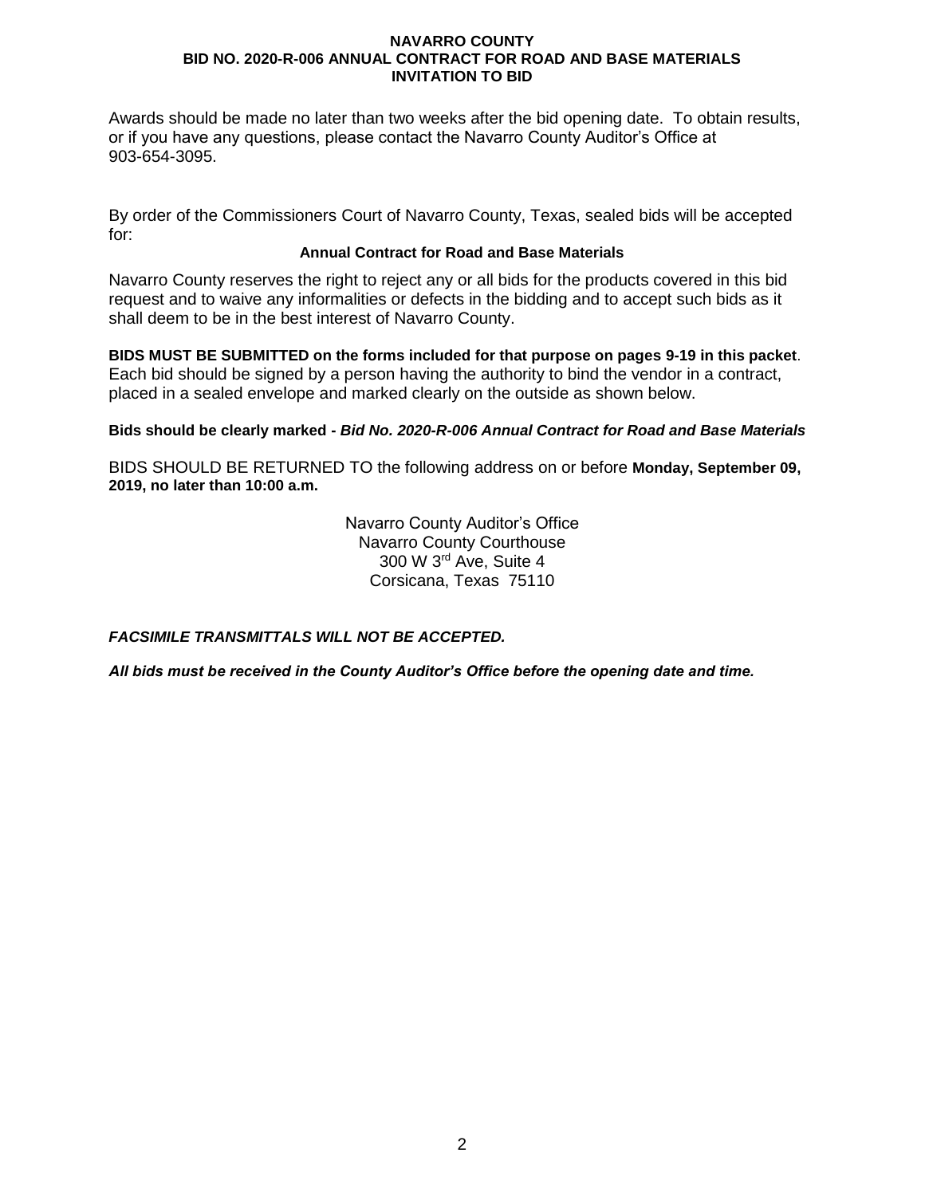Awards should be made no later than two weeks after the bid opening date. To obtain results, or if you have any questions, please contact the Navarro County Auditor's Office at 903-654-3095.

By order of the Commissioners Court of Navarro County, Texas, sealed bids will be accepted for:

**Annual Contract for Road and Base Materials**

Navarro County reserves the right to reject any or all bids for the products covered in this bid request and to waive any informalities or defects in the bidding and to accept such bids as it shall deem to be in the best interest of Navarro County.

**BIDS MUST BE SUBMITTED on the forms included for that purpose on pages 9-19 in this packet**. Each bid should be signed by a person having the authority to bind the vendor in a contract, placed in a sealed envelope and marked clearly on the outside as shown below.

**Bids should be clearly marked -** ***Bid No. 2020-R-006 Annual Contract for Road and Base Materials***

BIDS SHOULD BE RETURNED TO the following address on or before **Monday, September 09, 2019, no later than 10:00 a.m.**

Navarro County Auditor's Office
Navarro County Courthouse
300 W 3rd Ave, Suite 4
Corsicana, Texas 75110

***FACSIMILE TRANSMITTALS WILL NOT BE ACCEPTED.***

***All bids must be received in the County Auditor's Office before the opening date and time.***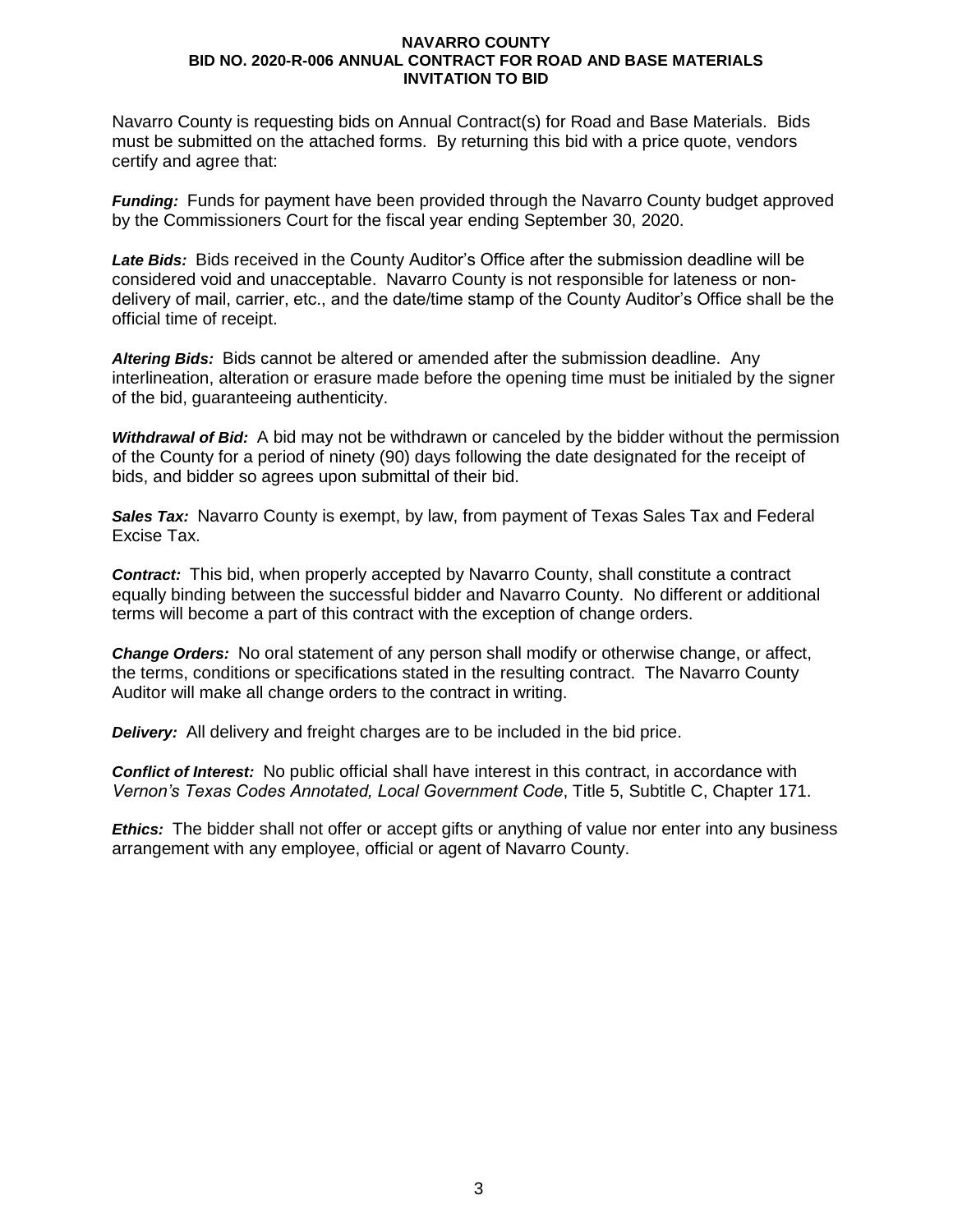**NAVARRO COUNTY**
**BID NO. 2020-R-006 ANNUAL CONTRACT FOR ROAD AND BASE MATERIALS**
**INVITATION TO BID**

Navarro County is requesting bids on Annual Contract(s) for Road and Base Materials. Bids must be submitted on the attached forms. By returning this bid with a price quote, vendors certify and agree that:

***Funding:*** Funds for payment have been provided through the Navarro County budget approved by the Commissioners Court for the fiscal year ending September 30, 2020.

***Late Bids:*** Bids received in the County Auditor's Office after the submission deadline will be considered void and unacceptable. Navarro County is not responsible for lateness or non-delivery of mail, carrier, etc., and the date/time stamp of the County Auditor's Office shall be the official time of receipt.

***Altering Bids:*** Bids cannot be altered or amended after the submission deadline. Any interlineation, alteration or erasure made before the opening time must be initialed by the signer of the bid, guaranteeing authenticity.

***Withdrawal of Bid:*** A bid may not be withdrawn or canceled by the bidder without the permission of the County for a period of ninety (90) days following the date designated for the receipt of bids, and bidder so agrees upon submittal of their bid.

***Sales Tax:*** Navarro County is exempt, by law, from payment of Texas Sales Tax and Federal Excise Tax.

***Contract:*** This bid, when properly accepted by Navarro County, shall constitute a contract equally binding between the successful bidder and Navarro County. No different or additional terms will become a part of this contract with the exception of change orders.

***Change Orders:*** No oral statement of any person shall modify or otherwise change, or affect, the terms, conditions or specifications stated in the resulting contract. The Navarro County Auditor will make all change orders to the contract in writing.

***Delivery:*** All delivery and freight charges are to be included in the bid price.

***Conflict of Interest:*** No public official shall have interest in this contract, in accordance with *Vernon's Texas Codes Annotated, Local Government Code*, Title 5, Subtitle C, Chapter 171.

***Ethics:*** The bidder shall not offer or accept gifts or anything of value nor enter into any business arrangement with any employee, official or agent of Navarro County.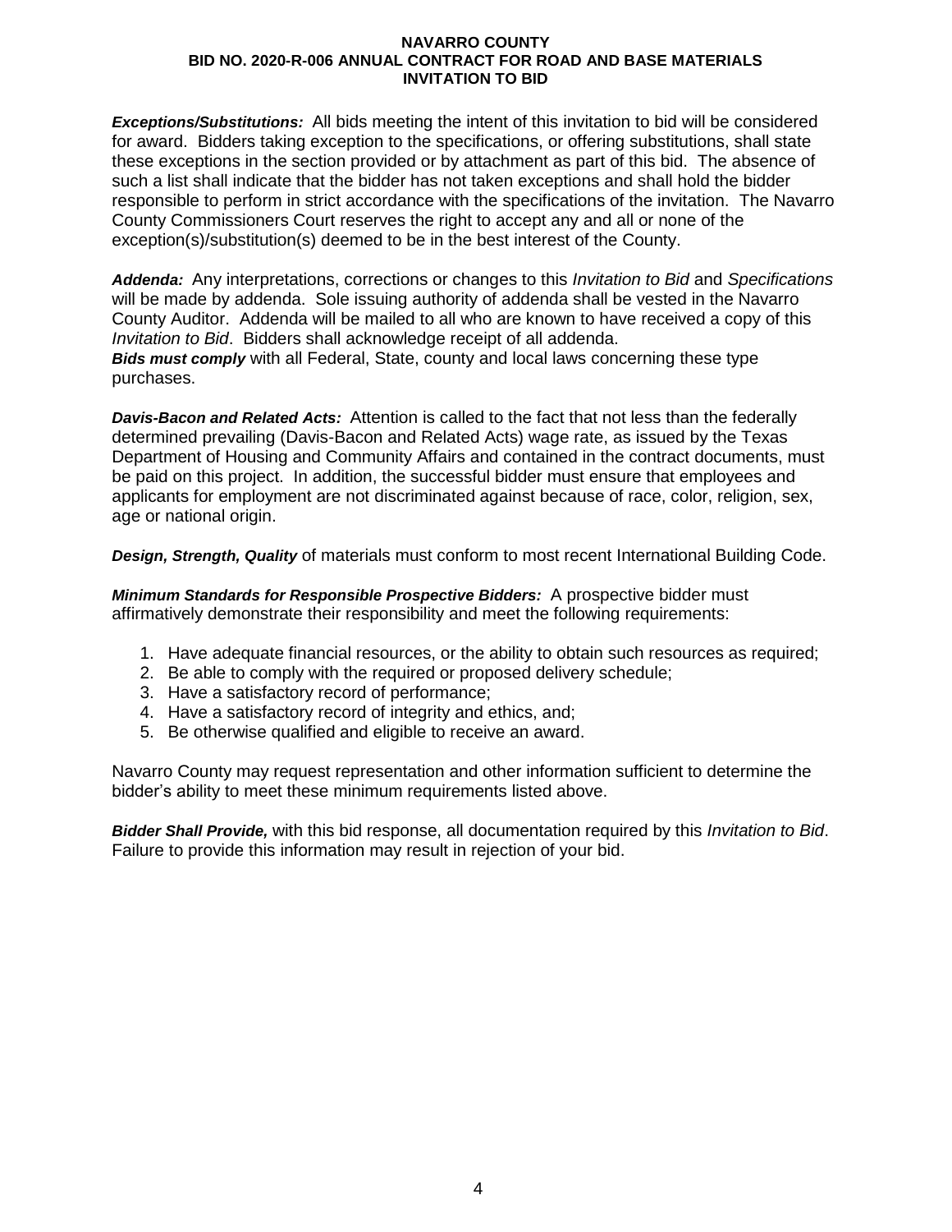***Exceptions/Substitutions:*** All bids meeting the intent of this invitation to bid will be considered for award. Bidders taking exception to the specifications, or offering substitutions, shall state these exceptions in the section provided or by attachment as part of this bid. The absence of such a list shall indicate that the bidder has not taken exceptions and shall hold the bidder responsible to perform in strict accordance with the specifications of the invitation. The Navarro County Commissioners Court reserves the right to accept any and all or none of the exception(s)/substitution(s) deemed to be in the best interest of the County.

***Addenda:*** Any interpretations, corrections or changes to this *Invitation to Bid* and *Specifications* will be made by addenda. Sole issuing authority of addenda shall be vested in the Navarro County Auditor. Addenda will be mailed to all who are known to have received a copy of this *Invitation to Bid*. Bidders shall acknowledge receipt of all addenda.
***Bids must comply*** with all Federal, State, county and local laws concerning these type purchases.

***Davis-Bacon and Related Acts:*** Attention is called to the fact that not less than the federally determined prevailing (Davis-Bacon and Related Acts) wage rate, as issued by the Texas Department of Housing and Community Affairs and contained in the contract documents, must be paid on this project. In addition, the successful bidder must ensure that employees and applicants for employment are not discriminated against because of race, color, religion, sex, age or national origin.

***Design, Strength, Quality*** of materials must conform to most recent International Building Code.

***Minimum Standards for Responsible Prospective Bidders:*** A prospective bidder must affirmatively demonstrate their responsibility and meet the following requirements:

1. Have adequate financial resources, or the ability to obtain such resources as required;
2. Be able to comply with the required or proposed delivery schedule;
3. Have a satisfactory record of performance;
4. Have a satisfactory record of integrity and ethics, and;
5. Be otherwise qualified and eligible to receive an award.

Navarro County may request representation and other information sufficient to determine the bidder's ability to meet these minimum requirements listed above.

***Bidder Shall Provide,*** with this bid response, all documentation required by this *Invitation to Bid*. Failure to provide this information may result in rejection of your bid.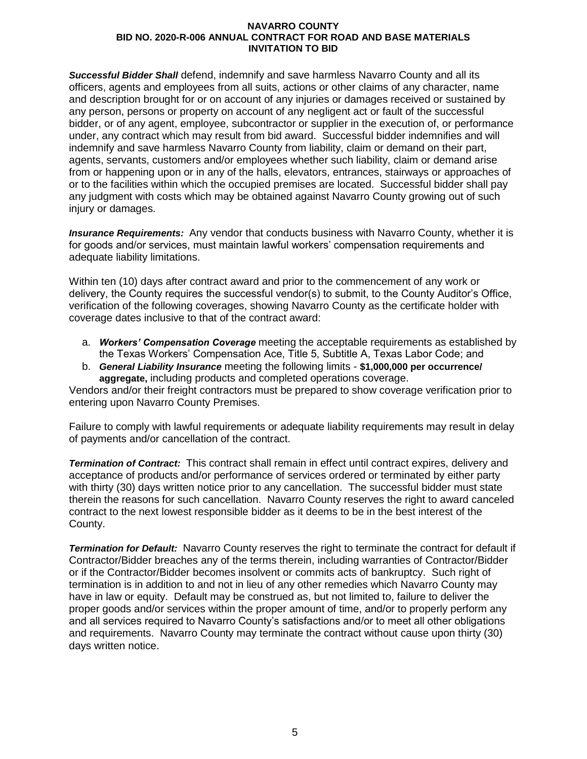***Successful Bidder Shall*** defend, indemnify and save harmless Navarro County and all its officers, agents and employees from all suits, actions or other claims of any character, name and description brought for or on account of any injuries or damages received or sustained by any person, persons or property on account of any negligent act or fault of the successful bidder, or of any agent, employee, subcontractor or supplier in the execution of, or performance under, any contract which may result from bid award. Successful bidder indemnifies and will indemnify and save harmless Navarro County from liability, claim or demand on their part, agents, servants, customers and/or employees whether such liability, claim or demand arise from or happening upon or in any of the halls, elevators, entrances, stairways or approaches of or to the facilities within which the occupied premises are located. Successful bidder shall pay any judgment with costs which may be obtained against Navarro County growing out of such injury or damages.

***Insurance Requirements:*** Any vendor that conducts business with Navarro County, whether it is for goods and/or services, must maintain lawful workers' compensation requirements and adequate liability limitations.

Within ten (10) days after contract award and prior to the commencement of any work or delivery, the County requires the successful vendor(s) to submit, to the County Auditor's Office, verification of the following coverages, showing Navarro County as the certificate holder with coverage dates inclusive to that of the contract award:

a. ***Workers' Compensation Coverage*** meeting the acceptable requirements as established by the Texas Workers' Compensation Ace, Title 5, Subtitle A, Texas Labor Code; and
b. ***General Liability Insurance*** meeting the following limits - **$1,000,000 per occurrence/ aggregate,** including products and completed operations coverage.

Vendors and/or their freight contractors must be prepared to show coverage verification prior to entering upon Navarro County Premises.

Failure to comply with lawful requirements or adequate liability requirements may result in delay of payments and/or cancellation of the contract.

***Termination of Contract:*** This contract shall remain in effect until contract expires, delivery and acceptance of products and/or performance of services ordered or terminated by either party with thirty (30) days written notice prior to any cancellation. The successful bidder must state therein the reasons for such cancellation. Navarro County reserves the right to award canceled contract to the next lowest responsible bidder as it deems to be in the best interest of the County.

***Termination for Default:*** Navarro County reserves the right to terminate the contract for default if Contractor/Bidder breaches any of the terms therein, including warranties of Contractor/Bidder or if the Contractor/Bidder becomes insolvent or commits acts of bankruptcy. Such right of termination is in addition to and not in lieu of any other remedies which Navarro County may have in law or equity. Default may be construed as, but not limited to, failure to deliver the proper goods and/or services within the proper amount of time, and/or to properly perform any and all services required to Navarro County's satisfactions and/or to meet all other obligations and requirements. Navarro County may terminate the contract without cause upon thirty (30) days written notice.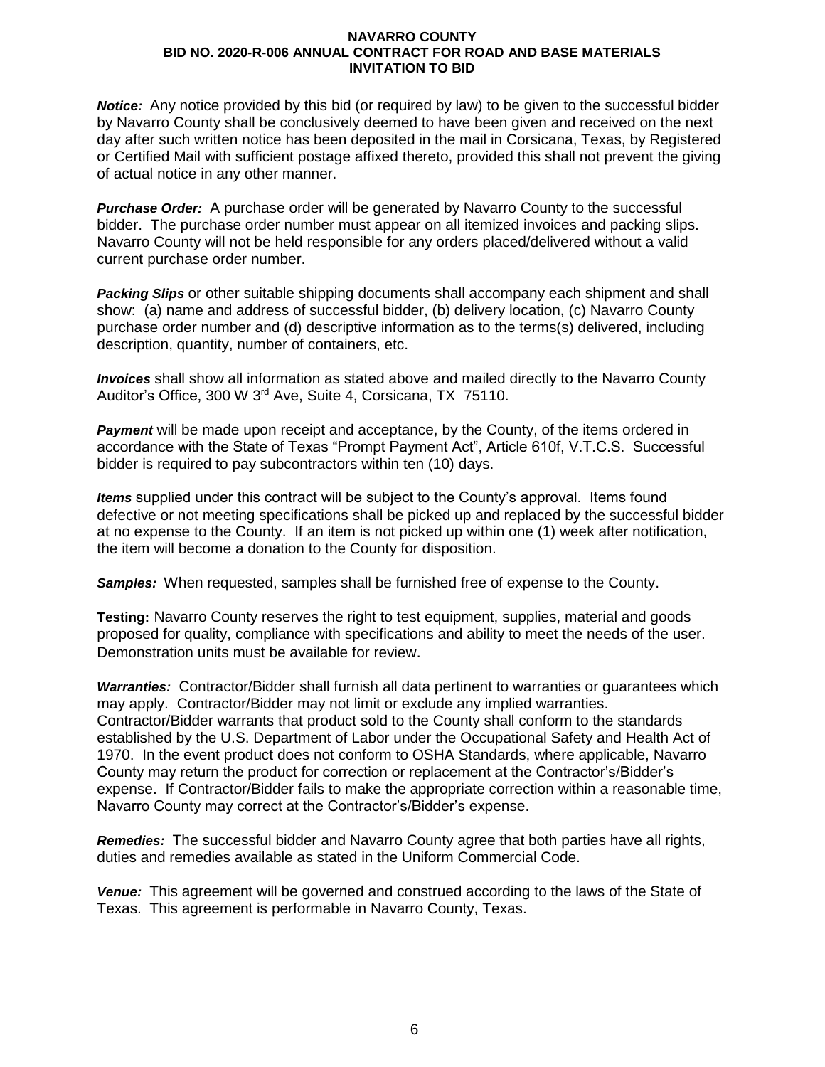*Notice:* Any notice provided by this bid (or required by law) to be given to the successful bidder by Navarro County shall be conclusively deemed to have been given and received on the next day after such written notice has been deposited in the mail in Corsicana, Texas, by Registered or Certified Mail with sufficient postage affixed thereto, provided this shall not prevent the giving of actual notice in any other manner.

*Purchase Order:* A purchase order will be generated by Navarro County to the successful bidder. The purchase order number must appear on all itemized invoices and packing slips. Navarro County will not be held responsible for any orders placed/delivered without a valid current purchase order number.

*Packing Slips* or other suitable shipping documents shall accompany each shipment and shall show: (a) name and address of successful bidder, (b) delivery location, (c) Navarro County purchase order number and (d) descriptive information as to the terms(s) delivered, including description, quantity, number of containers, etc.

*Invoices* shall show all information as stated above and mailed directly to the Navarro County Auditor's Office, 300 W 3rd Ave, Suite 4, Corsicana, TX 75110.

*Payment* will be made upon receipt and acceptance, by the County, of the items ordered in accordance with the State of Texas "Prompt Payment Act", Article 610f, V.T.C.S. Successful bidder is required to pay subcontractors within ten (10) days.

*Items* supplied under this contract will be subject to the County's approval. Items found defective or not meeting specifications shall be picked up and replaced by the successful bidder at no expense to the County. If an item is not picked up within one (1) week after notification, the item will become a donation to the County for disposition.

*Samples:* When requested, samples shall be furnished free of expense to the County.

**Testing:** Navarro County reserves the right to test equipment, supplies, material and goods proposed for quality, compliance with specifications and ability to meet the needs of the user. Demonstration units must be available for review.

*Warranties:* Contractor/Bidder shall furnish all data pertinent to warranties or guarantees which may apply. Contractor/Bidder may not limit or exclude any implied warranties. Contractor/Bidder warrants that product sold to the County shall conform to the standards established by the U.S. Department of Labor under the Occupational Safety and Health Act of 1970. In the event product does not conform to OSHA Standards, where applicable, Navarro County may return the product for correction or replacement at the Contractor's/Bidder's expense. If Contractor/Bidder fails to make the appropriate correction within a reasonable time, Navarro County may correct at the Contractor's/Bidder's expense.

*Remedies:* The successful bidder and Navarro County agree that both parties have all rights, duties and remedies available as stated in the Uniform Commercial Code.

*Venue:* This agreement will be governed and construed according to the laws of the State of Texas. This agreement is performable in Navarro County, Texas.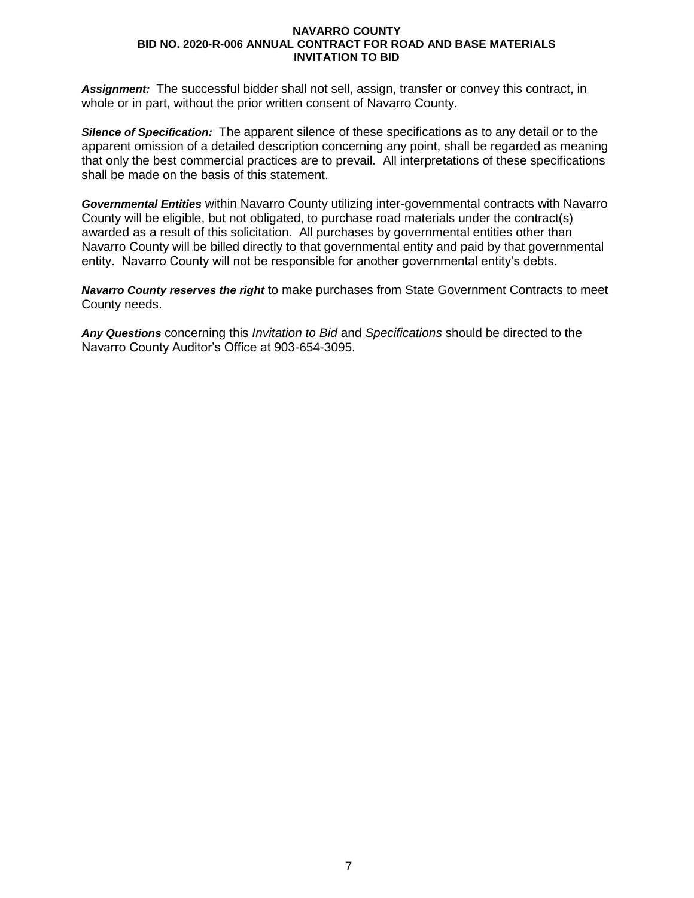***Assignment:*** The successful bidder shall not sell, assign, transfer or convey this contract, in whole or in part, without the prior written consent of Navarro County.

***Silence of Specification:*** The apparent silence of these specifications as to any detail or to the apparent omission of a detailed description concerning any point, shall be regarded as meaning that only the best commercial practices are to prevail. All interpretations of these specifications shall be made on the basis of this statement.

***Governmental Entities*** within Navarro County utilizing inter-governmental contracts with Navarro County will be eligible, but not obligated, to purchase road materials under the contract(s) awarded as a result of this solicitation. All purchases by governmental entities other than Navarro County will be billed directly to that governmental entity and paid by that governmental entity. Navarro County will not be responsible for another governmental entity's debts.

***Navarro County reserves the right*** to make purchases from State Government Contracts to meet County needs.

***Any Questions*** concerning this *Invitation to Bid* and *Specifications* should be directed to the Navarro County Auditor's Office at 903-654-3095.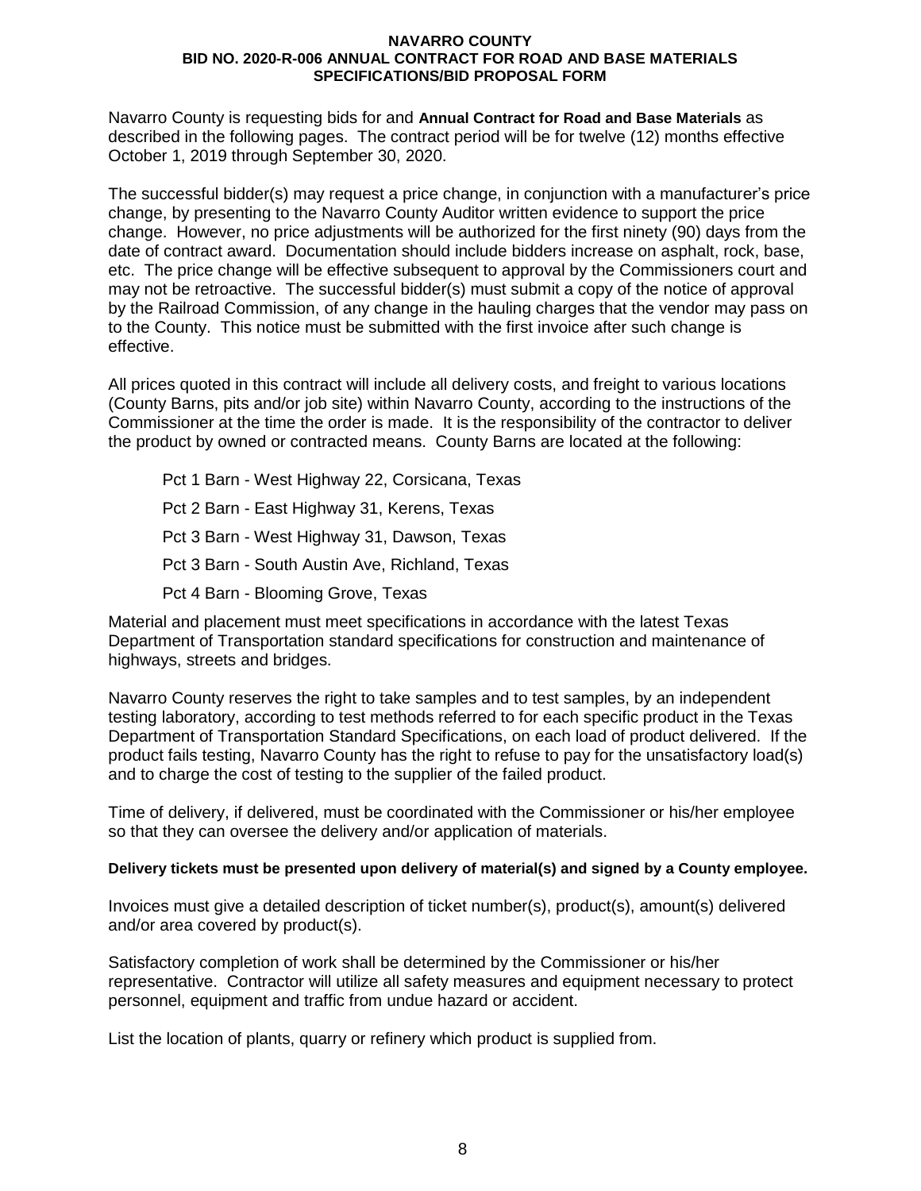**NAVARRO COUNTY**
**BID NO. 2020-R-006 ANNUAL CONTRACT FOR ROAD AND BASE MATERIALS**
**SPECIFICATIONS/BID PROPOSAL FORM**

Navarro County is requesting bids for and **Annual Contract for Road and Base Materials** as described in the following pages. The contract period will be for twelve (12) months effective October 1, 2019 through September 30, 2020.

The successful bidder(s) may request a price change, in conjunction with a manufacturer's price change, by presenting to the Navarro County Auditor written evidence to support the price change. However, no price adjustments will be authorized for the first ninety (90) days from the date of contract award. Documentation should include bidders increase on asphalt, rock, base, etc. The price change will be effective subsequent to approval by the Commissioners court and may not be retroactive. The successful bidder(s) must submit a copy of the notice of approval by the Railroad Commission, of any change in the hauling charges that the vendor may pass on to the County. This notice must be submitted with the first invoice after such change is effective.

All prices quoted in this contract will include all delivery costs, and freight to various locations (County Barns, pits and/or job site) within Navarro County, according to the instructions of the Commissioner at the time the order is made. It is the responsibility of the contractor to deliver the product by owned or contracted means. County Barns are located at the following:

- Pct 1 Barn - West Highway 22, Corsicana, Texas
- Pct 2 Barn - East Highway 31, Kerens, Texas
- Pct 3 Barn - West Highway 31, Dawson, Texas
- Pct 3 Barn - South Austin Ave, Richland, Texas
- Pct 4 Barn - Blooming Grove, Texas

Material and placement must meet specifications in accordance with the latest Texas Department of Transportation standard specifications for construction and maintenance of highways, streets and bridges.

Navarro County reserves the right to take samples and to test samples, by an independent testing laboratory, according to test methods referred to for each specific product in the Texas Department of Transportation Standard Specifications, on each load of product delivered. If the product fails testing, Navarro County has the right to refuse to pay for the unsatisfactory load(s) and to charge the cost of testing to the supplier of the failed product.

Time of delivery, if delivered, must be coordinated with the Commissioner or his/her employee so that they can oversee the delivery and/or application of materials.

**Delivery tickets must be presented upon delivery of material(s) and signed by a County employee.**

Invoices must give a detailed description of ticket number(s), product(s), amount(s) delivered and/or area covered by product(s).

Satisfactory completion of work shall be determined by the Commissioner or his/her representative. Contractor will utilize all safety measures and equipment necessary to protect personnel, equipment and traffic from undue hazard or accident.

List the location of plants, quarry or refinery which product is supplied from.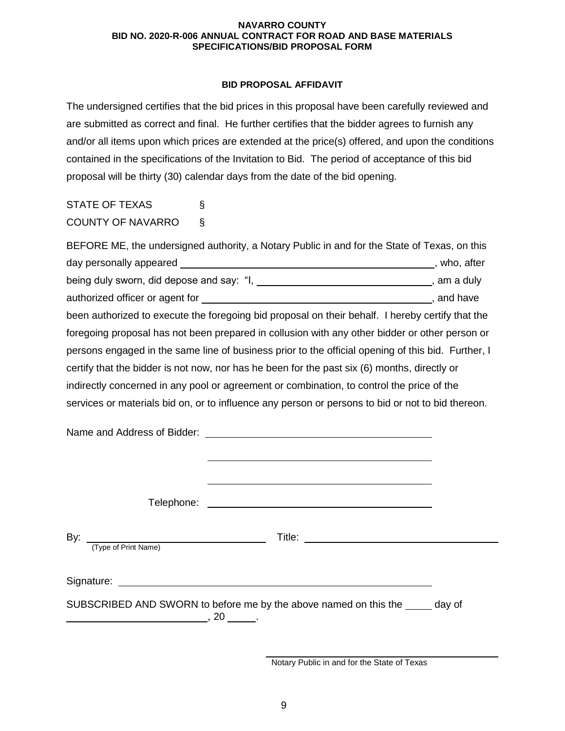**NAVARRO COUNTY**
**BID NO. 2020-R-006 ANNUAL CONTRACT FOR ROAD AND BASE MATERIALS**
**SPECIFICATIONS/BID PROPOSAL FORM**

## BID PROPOSAL AFFIDAVIT

The undersigned certifies that the bid prices in this proposal have been carefully reviewed and are submitted as correct and final. He further certifies that the bidder agrees to furnish any and/or all items upon which prices are extended at the price(s) offered, and upon the conditions contained in the specifications of the Invitation to Bid. The period of acceptance of this bid proposal will be thirty (30) calendar days from the date of the bid opening.

STATE OF TEXAS §
COUNTY OF NAVARRO §

BEFORE ME, the undersigned authority, a Notary Public in and for the State of Texas, on this day personally appeared ______________________________, who, after being duly sworn, did depose and say: "I, ______________________________, am a duly authorized officer or agent for ______________________________, and have been authorized to execute the foregoing bid proposal on their behalf. I hereby certify that the foregoing proposal has not been prepared in collusion with any other bidder or other person or persons engaged in the same line of business prior to the official opening of this bid. Further, I certify that the bidder is not now, nor has he been for the past six (6) months, directly or indirectly concerned in any pool or agreement or combination, to control the price of the services or materials bid on, or to influence any person or persons to bid or not to bid thereon.

Name and Address of Bidder: ______________________________

______________________________

______________________________

Telephone: ______________________________

By: ______________________________ Title: ______________________________
(Type of Print Name)

Signature: ______________________________

SUBSCRIBED AND SWORN to before me by the above named on this the _____ day of ______________________, 20 _____.

______________________________
Notary Public in and for the State of Texas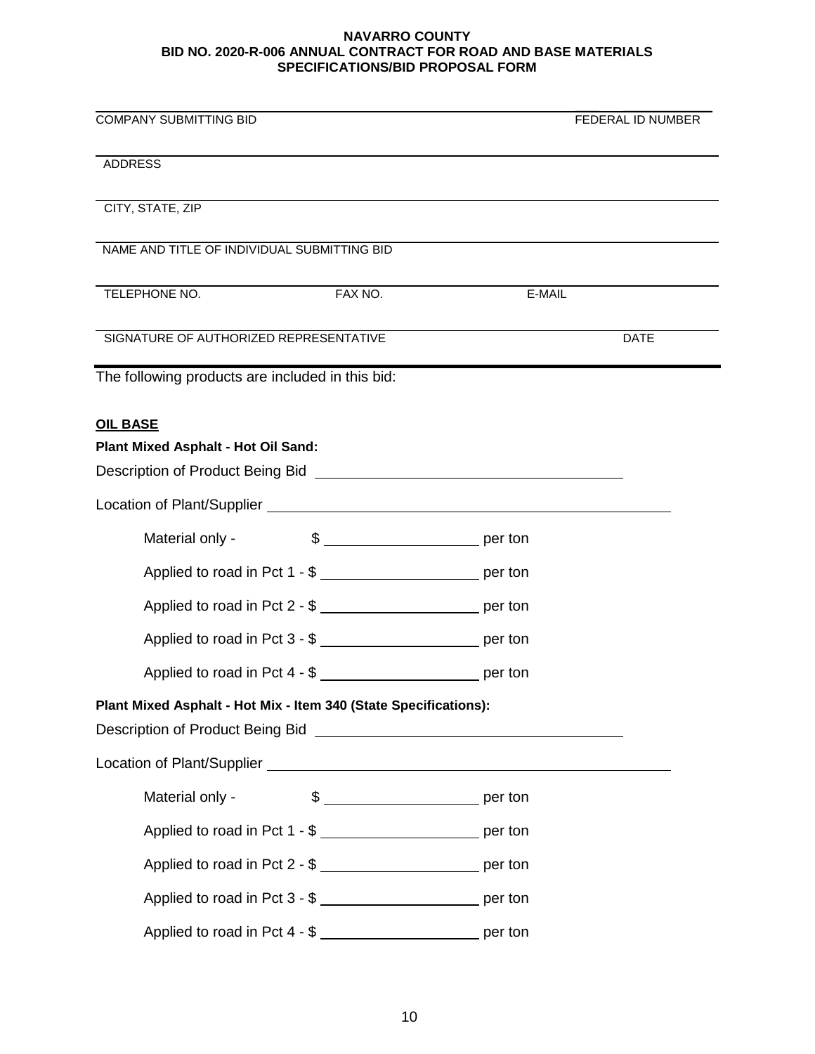**NAVARRO COUNTY**
**BID NO. 2020-R-006 ANNUAL CONTRACT FOR ROAD AND BASE MATERIALS**
**SPECIFICATIONS/BID PROPOSAL FORM**

______________________________________________________________________
COMPANY SUBMITTING BID FEDERAL ID NUMBER

______________________________________________________________________
ADDRESS

______________________________________________________________________
CITY, STATE, ZIP

______________________________________________________________________
NAME AND TITLE OF INDIVIDUAL SUBMITTING BID

______________________________________________________________________
TELEPHONE NO. FAX NO. E-MAIL

______________________________________________________________________
SIGNATURE OF AUTHORIZED REPRESENTATIVE DATE

The following products are included in this bid:

**OIL BASE**

**Plant Mixed Asphalt - Hot Oil Sand:**

Description of Product Being Bid ______________________________

Location of Plant/Supplier ______________________________________

Material only - $ ________________ per ton

Applied to road in Pct 1 - $ ________________ per ton

Applied to road in Pct 2 - $ ________________ per ton

Applied to road in Pct 3 - $ ________________ per ton

Applied to road in Pct 4 - $ ________________ per ton

**Plant Mixed Asphalt - Hot Mix - Item 340 (State Specifications):**

Description of Product Being Bid ______________________________

Location of Plant/Supplier ______________________________________

Material only - $ ________________ per ton

Applied to road in Pct 1 - $ ________________ per ton

Applied to road in Pct 2 - $ ________________ per ton

Applied to road in Pct 3 - $ ________________ per ton

Applied to road in Pct 4 - $ ________________ per ton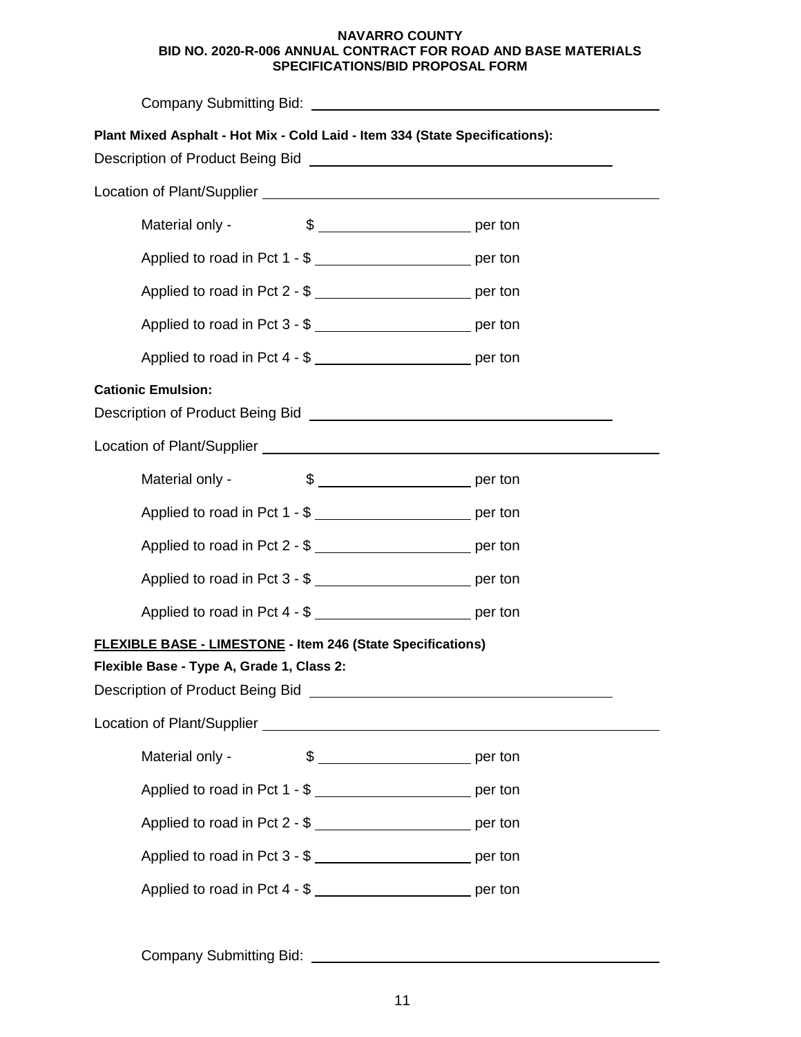**NAVARRO COUNTY**
**BID NO. 2020-R-006 ANNUAL CONTRACT FOR ROAD AND BASE MATERIALS**
**SPECIFICATIONS/BID PROPOSAL FORM**

Company Submitting Bid: ______________________________

**Plant Mixed Asphalt - Hot Mix - Cold Laid - Item 334 (State Specifications):**

Description of Product Being Bid ______________________________

Location of Plant/Supplier ______________________________

Material only - $ ______________ per ton

Applied to road in Pct 1 - $ ______________ per ton

Applied to road in Pct 2 - $ ______________ per ton

Applied to road in Pct 3 - $ ______________ per ton

Applied to road in Pct 4 - $ ______________ per ton

**Cationic Emulsion:**

Description of Product Being Bid ______________________________

Location of Plant/Supplier ______________________________

Material only - $ ______________ per ton

Applied to road in Pct 1 - $ ______________ per ton

Applied to road in Pct 2 - $ ______________ per ton

Applied to road in Pct 3 - $ ______________ per ton

Applied to road in Pct 4 - $ ______________ per ton

**FLEXIBLE BASE - LIMESTONE - Item 246 (State Specifications)**

**Flexible Base - Type A, Grade 1, Class 2:**

Description of Product Being Bid ______________________________

Location of Plant/Supplier ______________________________

Material only - $ ______________ per ton

Applied to road in Pct 1 - $ ______________ per ton

Applied to road in Pct 2 - $ ______________ per ton

Applied to road in Pct 3 - $ ______________ per ton

Applied to road in Pct 4 - $ ______________ per ton

Company Submitting Bid: ______________________________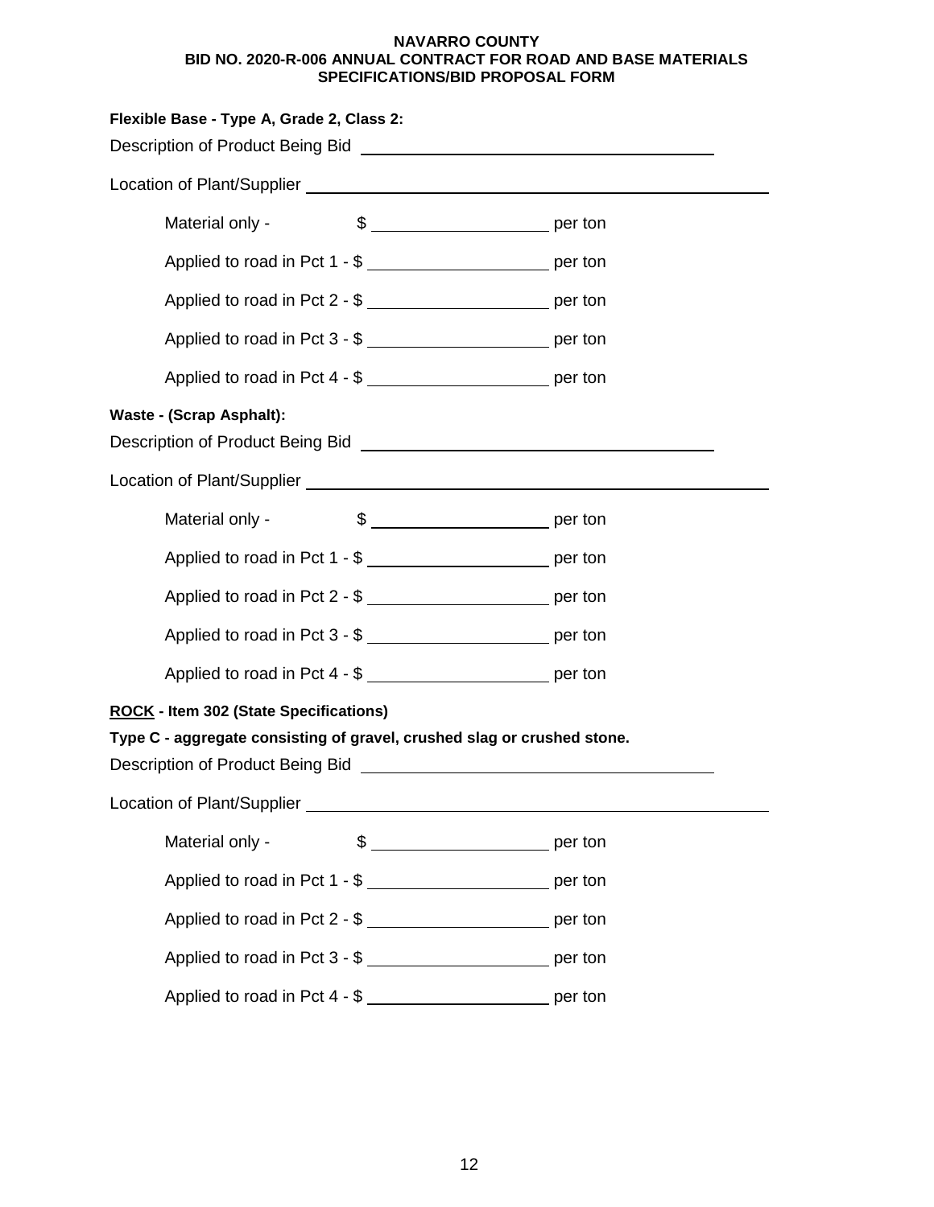**NAVARRO COUNTY**
**BID NO. 2020-R-006 ANNUAL CONTRACT FOR ROAD AND BASE MATERIALS**
**SPECIFICATIONS/BID PROPOSAL FORM**

**Flexible Base - Type A, Grade 2, Class 2:**

Description of Product Being Bid ________________________________

Location of Plant/Supplier ________________________________________

Material only - $ ________________ per ton

Applied to road in Pct 1 - $ ________________ per ton

Applied to road in Pct 2 - $ ________________ per ton

Applied to road in Pct 3 - $ ________________ per ton

Applied to road in Pct 4 - $ ________________ per ton

**Waste - (Scrap Asphalt):**

Description of Product Being Bid ________________________________

Location of Plant/Supplier ________________________________________

Material only - $ ________________ per ton

Applied to road in Pct 1 - $ ________________ per ton

Applied to road in Pct 2 - $ ________________ per ton

Applied to road in Pct 3 - $ ________________ per ton

Applied to road in Pct 4 - $ ________________ per ton

**ROCK - Item 302 (State Specifications)**

**Type C - aggregate consisting of gravel, crushed slag or crushed stone.**

Description of Product Being Bid ________________________________

Location of Plant/Supplier ________________________________________

Material only - $ ________________ per ton

Applied to road in Pct 1 - $ ________________ per ton

Applied to road in Pct 2 - $ ________________ per ton

Applied to road in Pct 3 - $ ________________ per ton

Applied to road in Pct 4 - $ ________________ per ton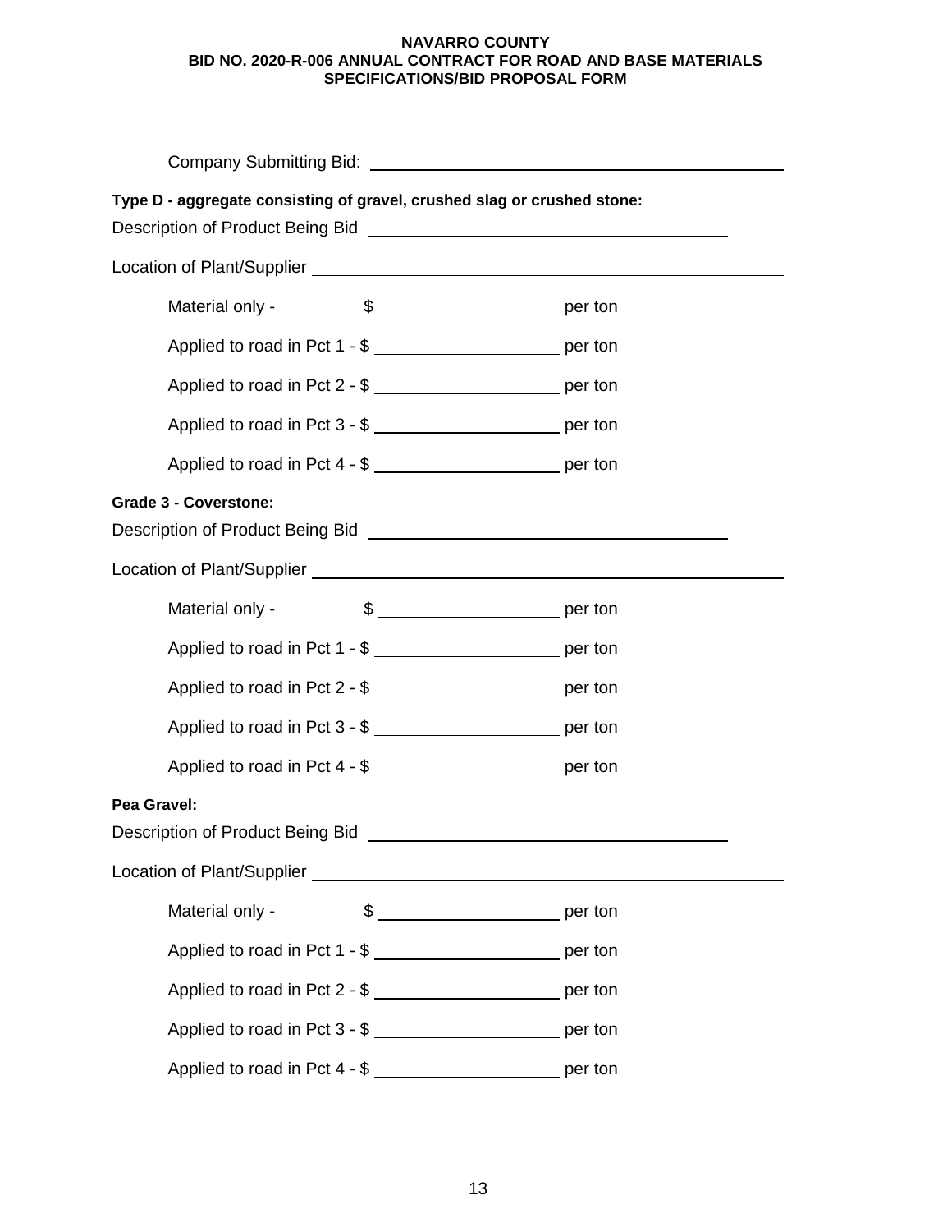**NAVARRO COUNTY**
**BID NO. 2020-R-006 ANNUAL CONTRACT FOR ROAD AND BASE MATERIALS**
**SPECIFICATIONS/BID PROPOSAL FORM**

Company Submitting Bid: ______________________________________________

**Type D - aggregate consisting of gravel, crushed slag or crushed stone:**

Description of Product Being Bid ________________________________________

Location of Plant/Supplier ______________________________________________

Material only - $ ____________________ per ton

Applied to road in Pct 1 - $ ____________________ per ton

Applied to road in Pct 2 - $ ____________________ per ton

Applied to road in Pct 3 - $ ____________________ per ton

Applied to road in Pct 4 - $ ____________________ per ton

**Grade 3 - Coverstone:**

Description of Product Being Bid ________________________________________

Location of Plant/Supplier ______________________________________________

Material only - $ ____________________ per ton

Applied to road in Pct 1 - $ ____________________ per ton

Applied to road in Pct 2 - $ ____________________ per ton

Applied to road in Pct 3 - $ ____________________ per ton

Applied to road in Pct 4 - $ ____________________ per ton

**Pea Gravel:**

Description of Product Being Bid ________________________________________

Location of Plant/Supplier ______________________________________________

Material only - $ ____________________ per ton

Applied to road in Pct 1 - $ ____________________ per ton

Applied to road in Pct 2 - $ ____________________ per ton

Applied to road in Pct 3 - $ ____________________ per ton

Applied to road in Pct 4 - $ ____________________ per ton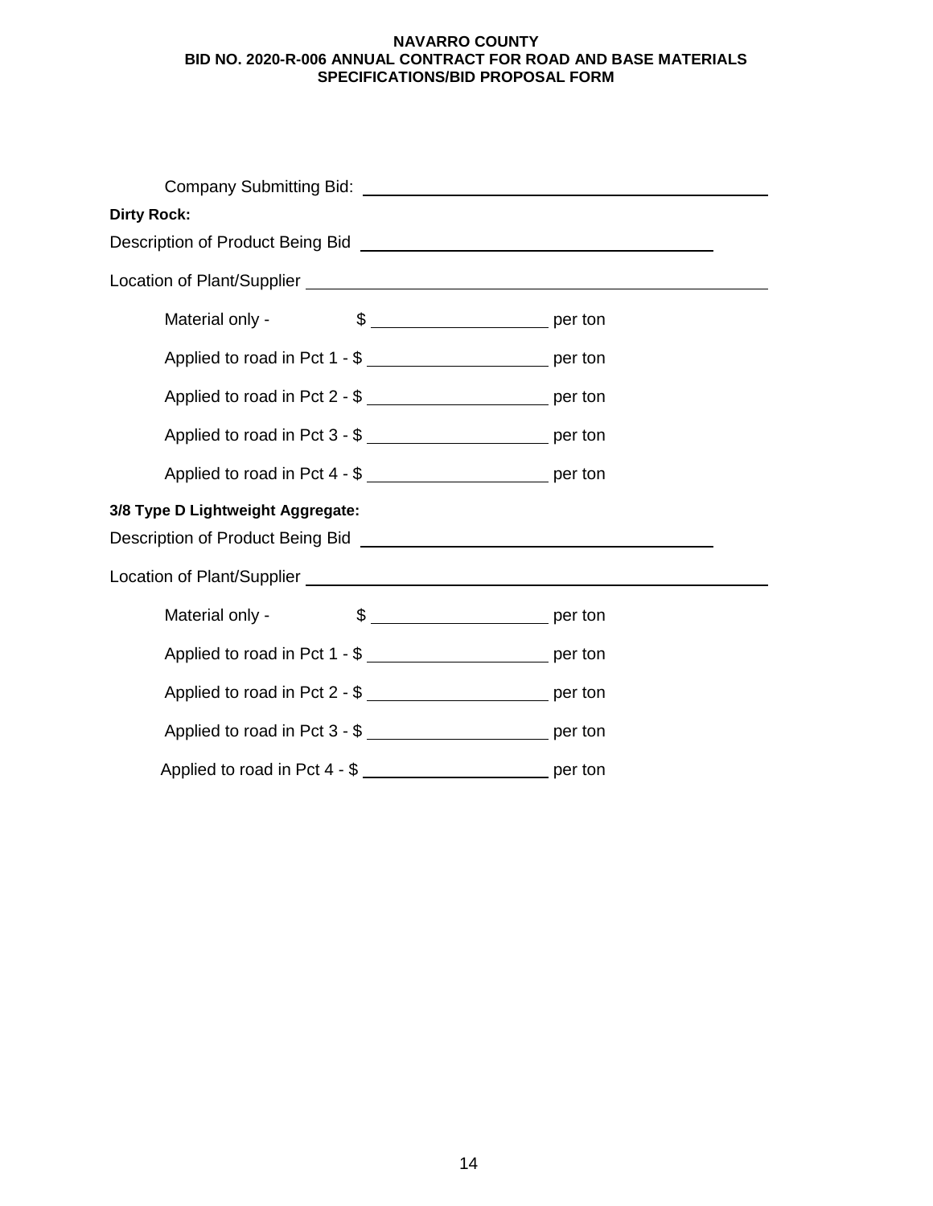**NAVARRO COUNTY**
**BID NO. 2020-R-006 ANNUAL CONTRACT FOR ROAD AND BASE MATERIALS**
**SPECIFICATIONS/BID PROPOSAL FORM**

Company Submitting Bid: ______________________________________________

**Dirty Rock:**

Description of Product Being Bid ______________________________________

Location of Plant/Supplier ____________________________________________

Material only - $ ____________________ per ton

Applied to road in Pct 1 - $ ____________________ per ton

Applied to road in Pct 2 - $ ____________________ per ton

Applied to road in Pct 3 - $ ____________________ per ton

Applied to road in Pct 4 - $ ____________________ per ton

**3/8 Type D Lightweight Aggregate:**

Description of Product Being Bid ______________________________________

Location of Plant/Supplier ____________________________________________

Material only - $ ____________________ per ton

Applied to road in Pct 1 - $ ____________________ per ton

Applied to road in Pct 2 - $ ____________________ per ton

Applied to road in Pct 3 - $ ____________________ per ton

Applied to road in Pct 4 - $ ____________________ per ton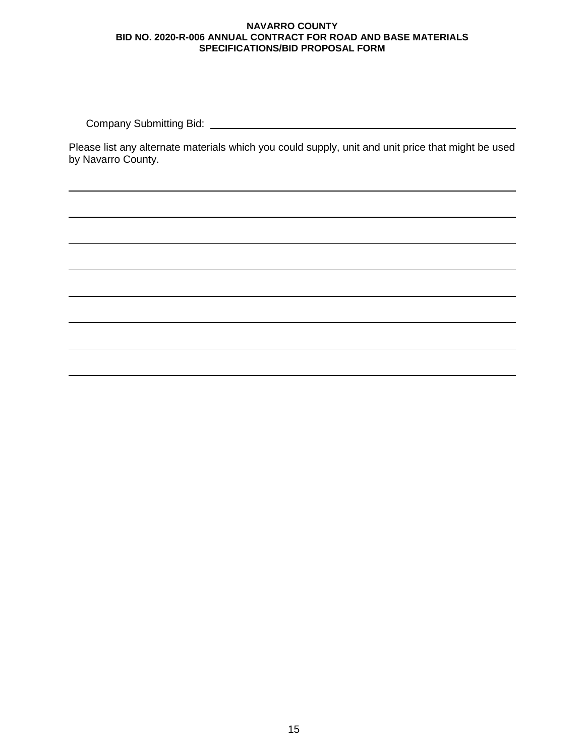**NAVARRO COUNTY**
**BID NO. 2020-R-006 ANNUAL CONTRACT FOR ROAD AND BASE MATERIALS**
**SPECIFICATIONS/BID PROPOSAL FORM**

Company Submitting Bid: ______________________________________________

Please list any alternate materials which you could supply, unit and unit price that might be used by Navarro County.

______________________________________________________________________________

______________________________________________________________________________

______________________________________________________________________________

______________________________________________________________________________

______________________________________________________________________________

______________________________________________________________________________

______________________________________________________________________________

______________________________________________________________________________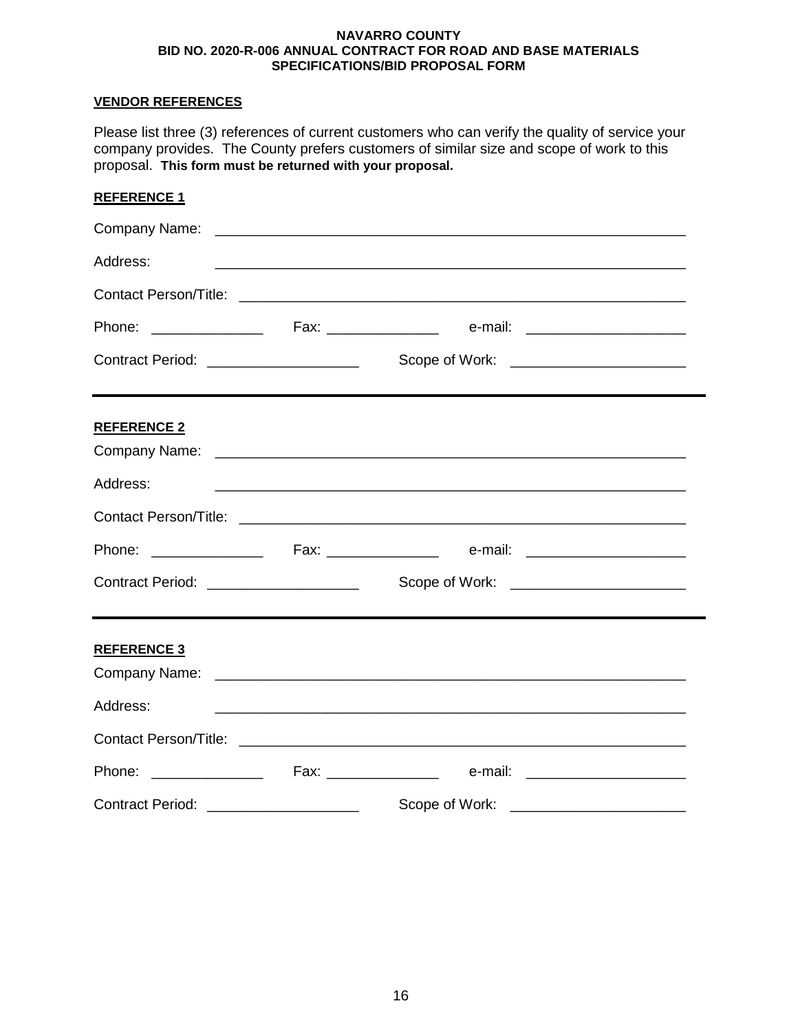**NAVARRO COUNTY**
**BID NO. 2020-R-006 ANNUAL CONTRACT FOR ROAD AND BASE MATERIALS**
**SPECIFICATIONS/BID PROPOSAL FORM**

## VENDOR REFERENCES

Please list three (3) references of current customers who can verify the quality of service your company provides. The County prefers customers of similar size and scope of work to this proposal. **This form must be returned with your proposal.**

### REFERENCE 1

Company Name: ____________________________________________________________

Address: ____________________________________________________________

Contact Person/Title: ____________________________________________________________

Phone: ______________ Fax: ______________ e-mail: ____________________

Contract Period: ___________________ Scope of Work: _____________________

---

### REFERENCE 2

Company Name: ____________________________________________________________

Address: ____________________________________________________________

Contact Person/Title: ____________________________________________________________

Phone: ______________ Fax: ______________ e-mail: ____________________

Contract Period: ___________________ Scope of Work: _____________________

---

### REFERENCE 3

Company Name: ____________________________________________________________

Address: ____________________________________________________________

Contact Person/Title: ____________________________________________________________

Phone: ______________ Fax: ______________ e-mail: ____________________

Contract Period: ___________________ Scope of Work: _____________________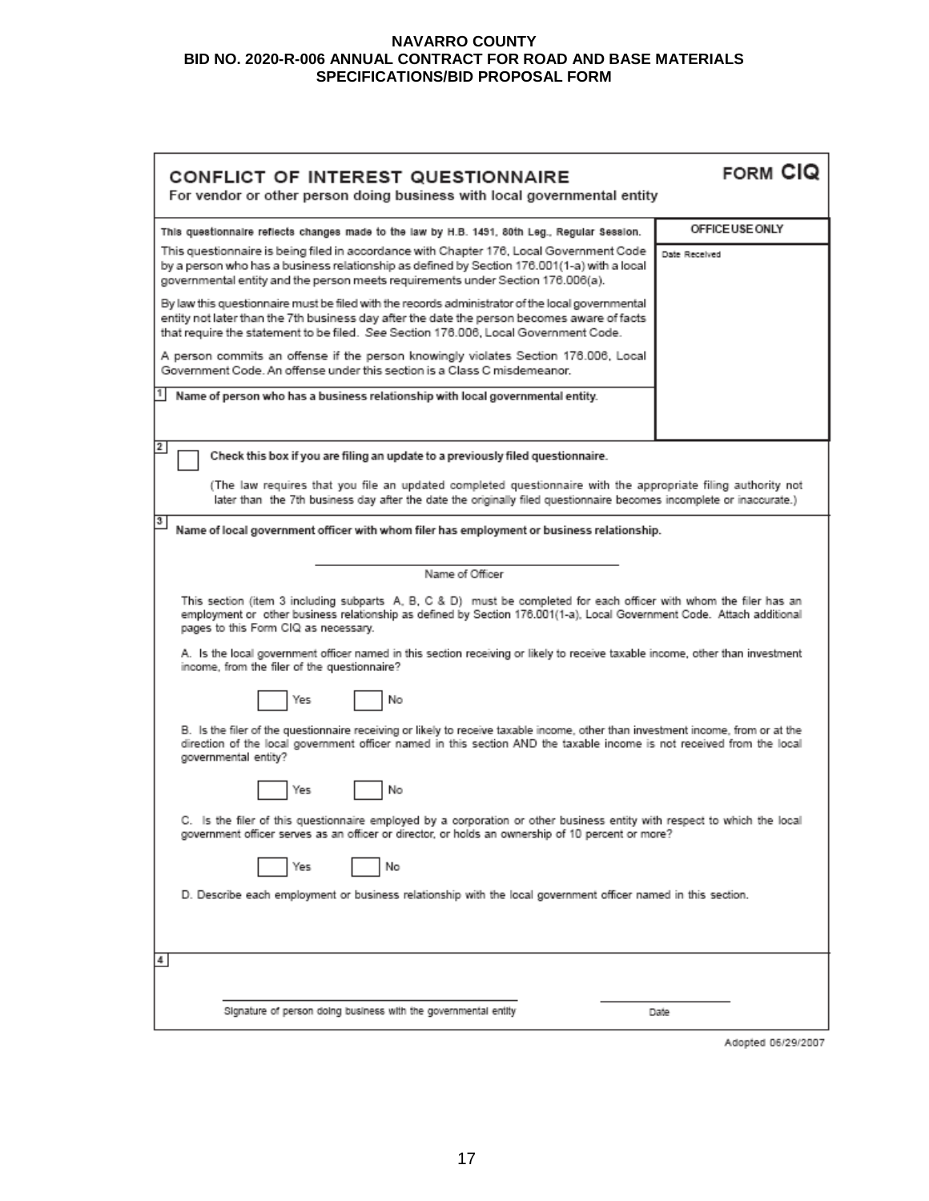**NAVARRO COUNTY**
**BID NO. 2020-R-006 ANNUAL CONTRACT FOR ROAD AND BASE MATERIALS**
**SPECIFICATIONS/BID PROPOSAL FORM**

## CONFLICT OF INTEREST QUESTIONNAIRE — FORM CIQ

For vendor or other person doing business with local governmental entity

| | OFFICE USE ONLY |
|---|---|
| This questionnaire reflects changes made to the law by H.B. 1491, 80th Leg., Regular Session. | Date Received |

This questionnaire is being filed in accordance with Chapter 176, Local Government Code by a person who has a business relationship as defined by Section 176.001(1-a) with a local governmental entity and the person meets requirements under Section 176.006(a).

By law this questionnaire must be filed with the records administrator of the local governmental entity not later than the 7th business day after the date the person becomes aware of facts that require the statement to be filed. *See* Section 176.006, Local Government Code.

A person commits an offense if the person knowingly violates Section 176.006, Local Government Code. An offense under this section is a Class C misdemeanor.

**1** **Name of person who has a business relationship with local governmental entity.**

**2** ☐ **Check this box if you are filing an update to a previously filed questionnaire.**

(The law requires that you file an updated completed questionnaire with the appropriate filing authority not later than the 7th business day after the date the originally filed questionnaire becomes incomplete or inaccurate.)

**3** **Name of local government officer with whom filer has employment or business relationship.**

\_\_\_\_\_\_\_\_\_\_\_\_\_\_\_\_\_\_\_\_\_\_\_\_\_\_\_\_\_\_\_\_
Name of Officer

This section (item 3 including subparts A, B, C & D) must be completed for each officer with whom the filer has an employment or other business relationship as defined by Section 176.001(1-a), Local Government Code. Attach additional pages to this Form CIQ as necessary.

A. Is the local government officer named in this section receiving or likely to receive taxable income, other than investment income, from the filer of the questionnaire?

☐ Yes ☐ No

B. Is the filer of the questionnaire receiving or likely to receive taxable income, other than investment income, from or at the direction of the local government officer named in this section AND the taxable income is not received from the local governmental entity?

☐ Yes ☐ No

C. Is the filer of this questionnaire employed by a corporation or other business entity with respect to which the local government officer serves as an officer or director, or holds an ownership of 10 percent or more?

☐ Yes ☐ No

D. Describe each employment or business relationship with the local government officer named in this section.

**4**

\_\_\_\_\_\_\_\_\_\_\_\_\_\_\_\_\_\_\_\_\_\_\_\_\_\_\_\_\_\_\_\_ \_\_\_\_\_\_\_\_\_\_\_\_\_\_\_\_
Signature of person doing business with the governmental entity — Date

Adopted 06/29/2007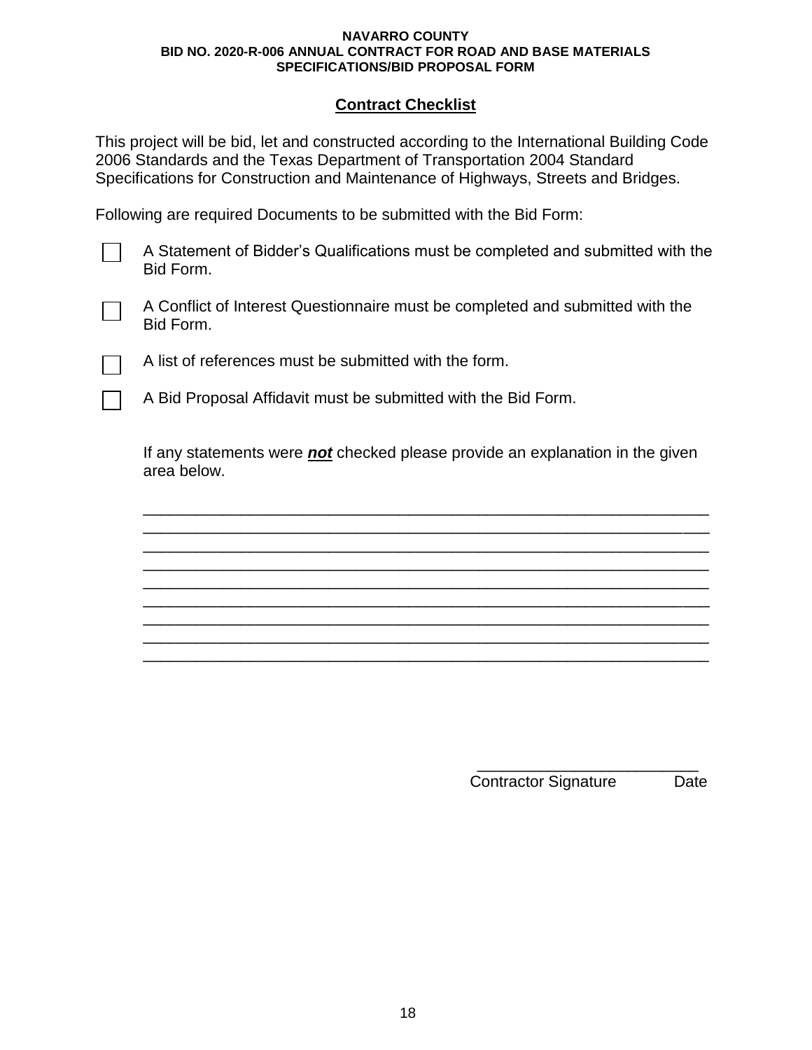## Contract Checklist

This project will be bid, let and constructed according to the International Building Code 2006 Standards and the Texas Department of Transportation 2004 Standard Specifications for Construction and Maintenance of Highways, Streets and Bridges.

Following are required Documents to be submitted with the Bid Form:

- ☐ A Statement of Bidder's Qualifications must be completed and submitted with the Bid Form.
- ☐ A Conflict of Interest Questionnaire must be completed and submitted with the Bid Form.
- ☐ A list of references must be submitted with the form.
- ☐ A Bid Proposal Affidavit must be submitted with the Bid Form.

If any statements were ***not*** checked please provide an explanation in the given area below.

_______________________________________________________________
_______________________________________________________________
_______________________________________________________________
_______________________________________________________________
_______________________________________________________________
_______________________________________________________________
_______________________________________________________________
_______________________________________________________________
_______________________________________________________________

_________________________
Contractor Signature Date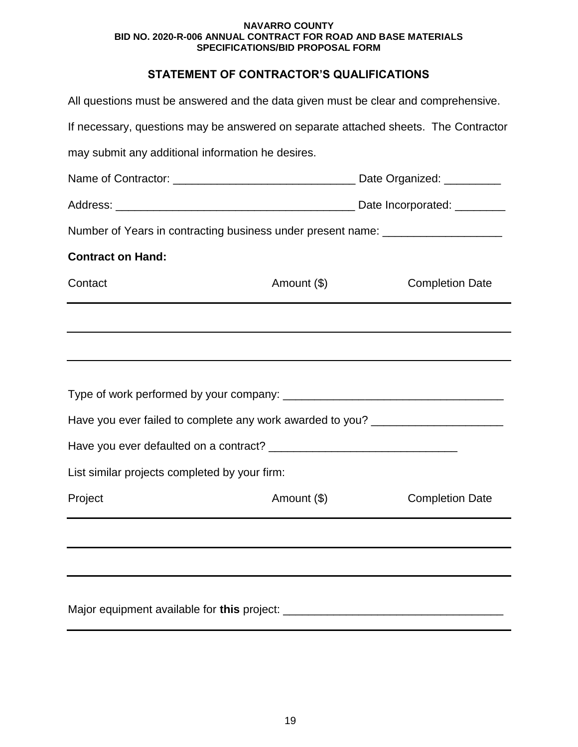**NAVARRO COUNTY**
**BID NO. 2020-R-006 ANNUAL CONTRACT FOR ROAD AND BASE MATERIALS**
**SPECIFICATIONS/BID PROPOSAL FORM**

## STATEMENT OF CONTRACTOR'S QUALIFICATIONS

All questions must be answered and the data given must be clear and comprehensive. If necessary, questions may be answered on separate attached sheets. The Contractor may submit any additional information he desires.

Name of Contractor: ____________________________ Date Organized: _________

Address: _____________________________________ Date Incorporated: ________

Number of Years in contracting business under present name: __________________

**Contract on Hand:**

| Contact | Amount ($) | Completion Date |
|---|---|---|
| | | |
| | | |
| | | |

Type of work performed by your company: ___________________________________

Have you ever failed to complete any work awarded to you? ____________________

Have you ever defaulted on a contract? _____________________________

List similar projects completed by your firm:

| Project | Amount ($) | Completion Date |
|---|---|---|
| | | |
| | | |
| | | |

Major equipment available for **this** project: __________________________________

______________________________________________________________________